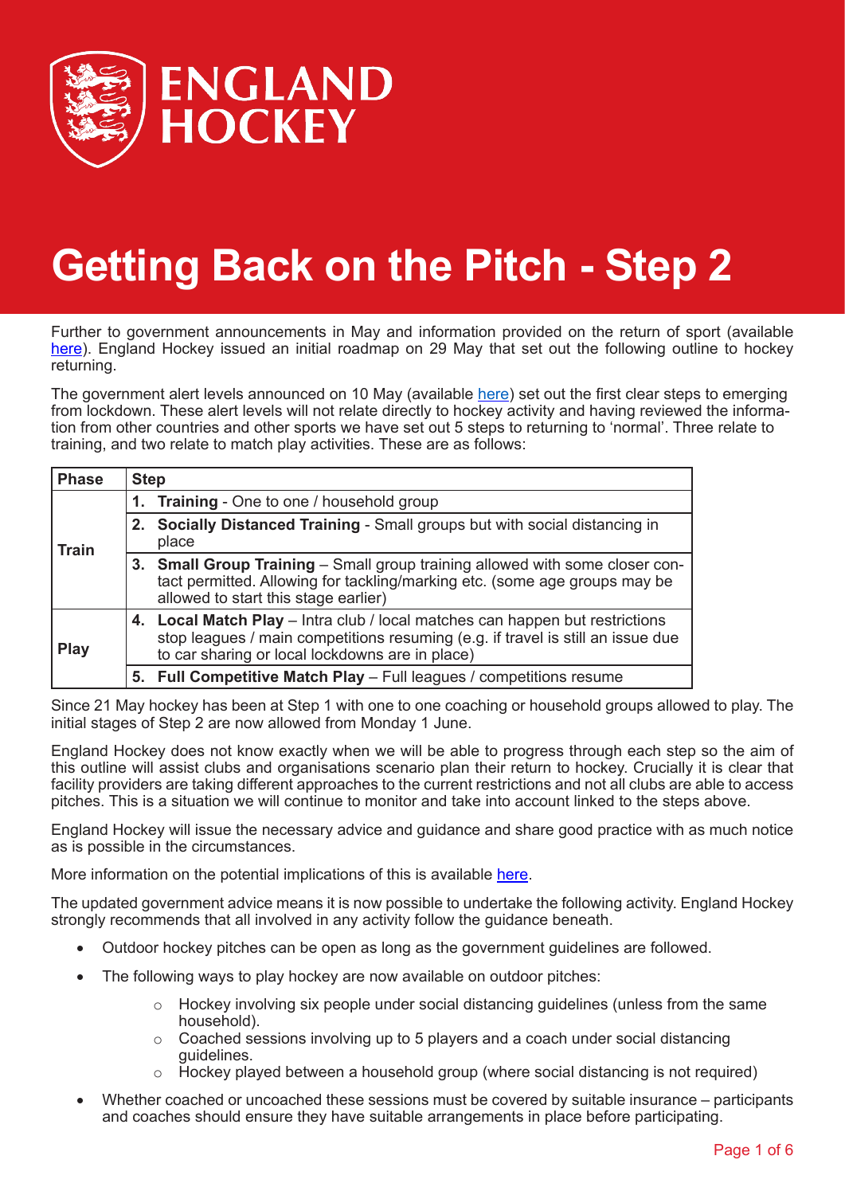# Getting Back on the Pitch - Step 2

Further to government announcements in May and information provided on the return of sport (available [here](#)). England Hockey issued an initial roadmap on 29 May that set out the following outline to hockey returning.

The government alert levels announced on 10 May (available [here](#)) set out the first clear steps to emerging from lockdown. These alert levels will not relate directly to hockey activity and having reviewed the information from other countries and other sports we have set out 5 steps to returning to 'normal'. Three relate to training, and two relate to match play activities. These are as follows:

| Phase | Step |
|---|---|
| Train | 1. **Training** - One to one / household group |
| | 2. **Socially Distanced Training** - Small groups but with social distancing in place |
| | 3. **Small Group Training** – Small group training allowed with some closer contact permitted. Allowing for tackling/marking etc. (some age groups may be allowed to start this stage earlier) |
| Play | 4. **Local Match Play** – Intra club / local matches can happen but restrictions stop leagues / main competitions resuming (e.g. if travel is still an issue due to car sharing or local lockdowns are in place) |
| | 5. **Full Competitive Match Play** – Full leagues / competitions resume |

Since 21 May hockey has been at Step 1 with one to one coaching or household groups allowed to play. The initial stages of Step 2 are now allowed from Monday 1 June.

England Hockey does not know exactly when we will be able to progress through each step so the aim of this outline will assist clubs and organisations scenario plan their return to hockey. Crucially it is clear that facility providers are taking different approaches to the current restrictions and not all clubs are able to access pitches. This is a situation we will continue to monitor and take into account linked to the steps above.

England Hockey will issue the necessary advice and guidance and share good practice with as much notice as is possible in the circumstances.

More information on the potential implications of this is available [here](#).

The updated government advice means it is now possible to undertake the following activity. England Hockey strongly recommends that all involved in any activity follow the guidance beneath.

- Outdoor hockey pitches can be open as long as the government guidelines are followed.
- The following ways to play hockey are now available on outdoor pitches:
    - Hockey involving six people under social distancing guidelines (unless from the same household).
    - Coached sessions involving up to 5 players and a coach under social distancing guidelines.
    - Hockey played between a household group (where social distancing is not required)
- Whether coached or uncoached these sessions must be covered by suitable insurance – participants and coaches should ensure they have suitable arrangements in place before participating.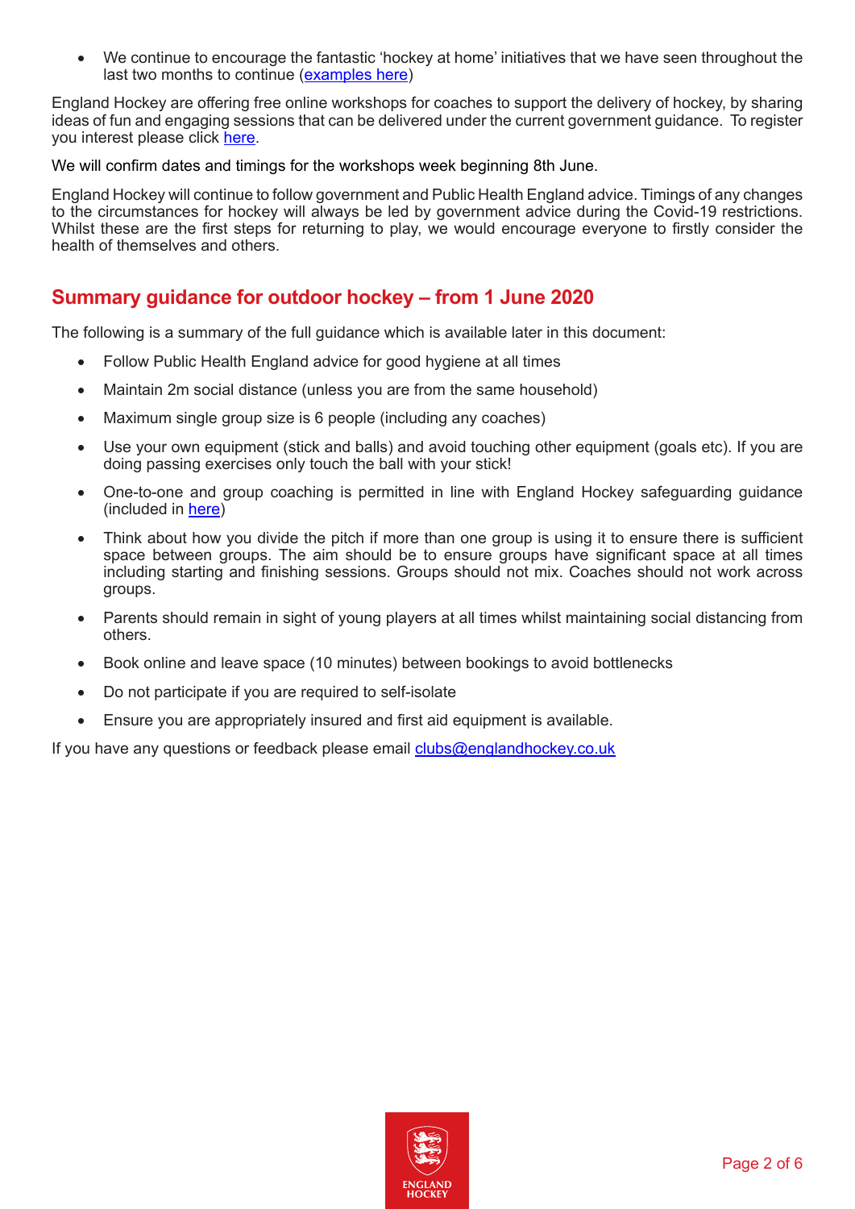- We continue to encourage the fantastic 'hockey at home' initiatives that we have seen throughout the last two months to continue (examples here)

England Hockey are offering free online workshops for coaches to support the delivery of hockey, by sharing ideas of fun and engaging sessions that can be delivered under the current government guidance. To register you interest please click here.

We will confirm dates and timings for the workshops week beginning 8th June.

England Hockey will continue to follow government and Public Health England advice. Timings of any changes to the circumstances for hockey will always be led by government advice during the Covid-19 restrictions. Whilst these are the first steps for returning to play, we would encourage everyone to firstly consider the health of themselves and others.

## Summary guidance for outdoor hockey – from 1 June 2020

The following is a summary of the full guidance which is available later in this document:

- Follow Public Health England advice for good hygiene at all times
- Maintain 2m social distance (unless you are from the same household)
- Maximum single group size is 6 people (including any coaches)
- Use your own equipment (stick and balls) and avoid touching other equipment (goals etc). If you are doing passing exercises only touch the ball with your stick!
- One-to-one and group coaching is permitted in line with England Hockey safeguarding guidance (included in here)
- Think about how you divide the pitch if more than one group is using it to ensure there is sufficient space between groups. The aim should be to ensure groups have significant space at all times including starting and finishing sessions. Groups should not mix. Coaches should not work across groups.
- Parents should remain in sight of young players at all times whilst maintaining social distancing from others.
- Book online and leave space (10 minutes) between bookings to avoid bottlenecks
- Do not participate if you are required to self-isolate
- Ensure you are appropriately insured and first aid equipment is available.

If you have any questions or feedback please email clubs@englandhockey.co.uk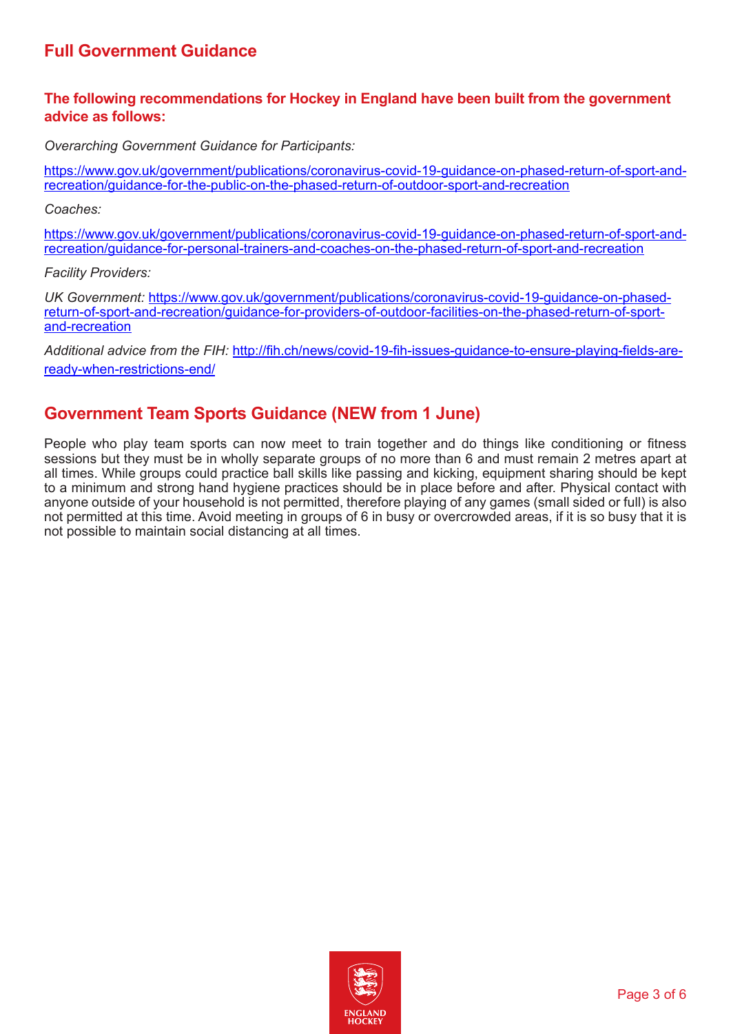## Full Government Guidance

**The following recommendations for Hockey in England have been built from the government advice as follows:**

*Overarching Government Guidance for Participants:*

https://www.gov.uk/government/publications/coronavirus-covid-19-guidance-on-phased-return-of-sport-and-recreation/guidance-for-the-public-on-the-phased-return-of-outdoor-sport-and-recreation

*Coaches:*

https://www.gov.uk/government/publications/coronavirus-covid-19-guidance-on-phased-return-of-sport-and-recreation/guidance-for-personal-trainers-and-coaches-on-the-phased-return-of-sport-and-recreation

*Facility Providers:*

*UK Government:* https://www.gov.uk/government/publications/coronavirus-covid-19-guidance-on-phased-return-of-sport-and-recreation/guidance-for-providers-of-outdoor-facilities-on-the-phased-return-of-sport-and-recreation

*Additional advice from the FIH:* http://fih.ch/news/covid-19-fih-issues-guidance-to-ensure-playing-fields-are-ready-when-restrictions-end/

## Government Team Sports Guidance (NEW from 1 June)

People who play team sports can now meet to train together and do things like conditioning or fitness sessions but they must be in wholly separate groups of no more than 6 and must remain 2 metres apart at all times. While groups could practice ball skills like passing and kicking, equipment sharing should be kept to a minimum and strong hand hygiene practices should be in place before and after. Physical contact with anyone outside of your household is not permitted, therefore playing of any games (small sided or full) is also not permitted at this time. Avoid meeting in groups of 6 in busy or overcrowded areas, if it is so busy that it is not possible to maintain social distancing at all times.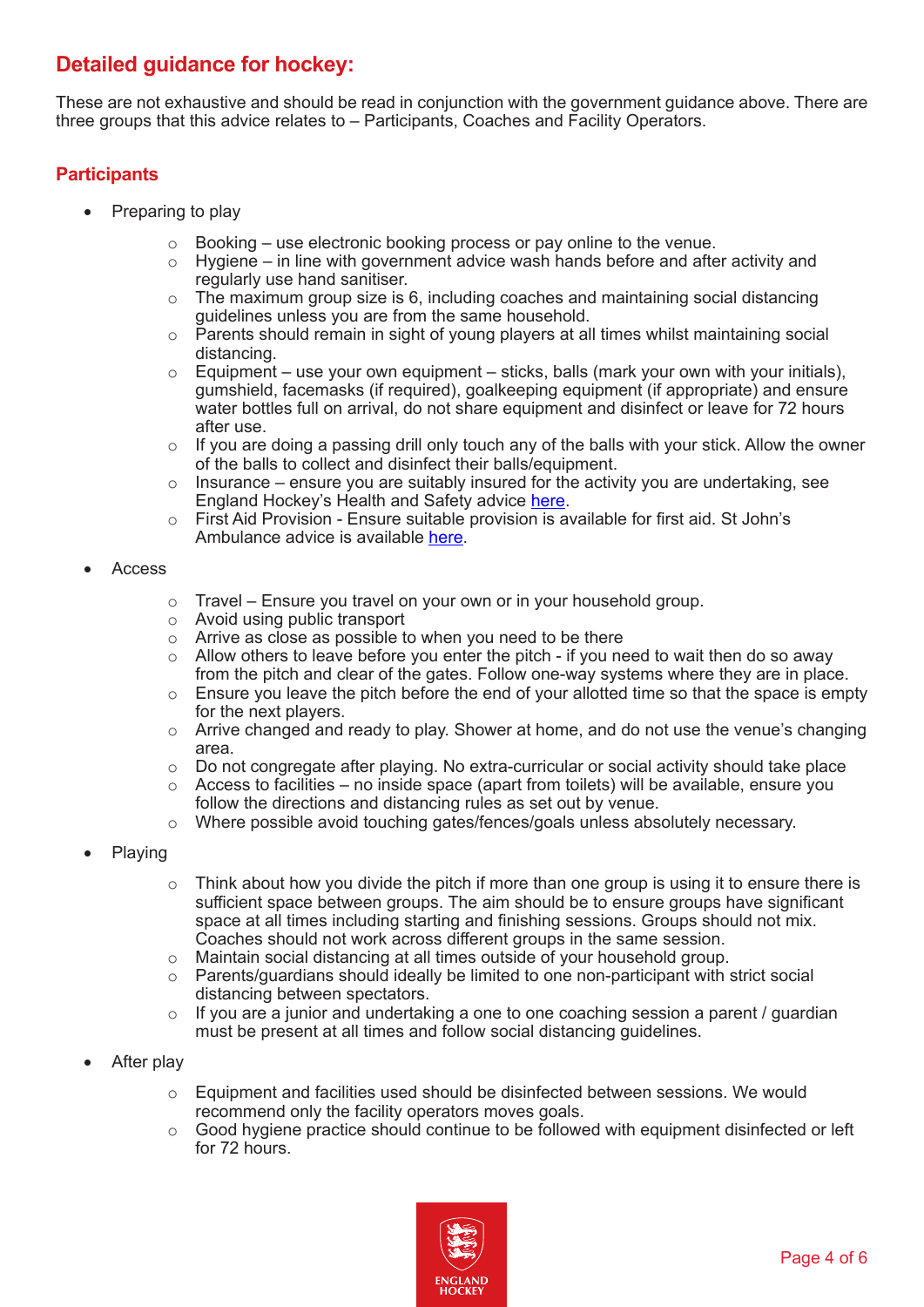## Detailed guidance for hockey:

These are not exhaustive and should be read in conjunction with the government guidance above. There are three groups that this advice relates to – Participants, Coaches and Facility Operators.

### Participants

- Preparing to play
  - Booking – use electronic booking process or pay online to the venue.
  - Hygiene – in line with government advice wash hands before and after activity and regularly use hand sanitiser.
  - The maximum group size is 6, including coaches and maintaining social distancing guidelines unless you are from the same household.
  - Parents should remain in sight of young players at all times whilst maintaining social distancing.
  - Equipment – use your own equipment – sticks, balls (mark your own with your initials), gumshield, facemasks (if required), goalkeeping equipment (if appropriate) and ensure water bottles full on arrival, do not share equipment and disinfect or leave for 72 hours after use.
  - If you are doing a passing drill only touch any of the balls with your stick. Allow the owner of the balls to collect and disinfect their balls/equipment.
  - Insurance – ensure you are suitably insured for the activity you are undertaking, see England Hockey's Health and Safety advice here.
  - First Aid Provision - Ensure suitable provision is available for first aid. St John's Ambulance advice is available here.
- Access
  - Travel – Ensure you travel on your own or in your household group.
  - Avoid using public transport
  - Arrive as close as possible to when you need to be there
  - Allow others to leave before you enter the pitch - if you need to wait then do so away from the pitch and clear of the gates. Follow one-way systems where they are in place.
  - Ensure you leave the pitch before the end of your allotted time so that the space is empty for the next players.
  - Arrive changed and ready to play. Shower at home, and do not use the venue's changing area.
  - Do not congregate after playing. No extra-curricular or social activity should take place
  - Access to facilities – no inside space (apart from toilets) will be available, ensure you follow the directions and distancing rules as set out by venue.
  - Where possible avoid touching gates/fences/goals unless absolutely necessary.
- Playing
  - Think about how you divide the pitch if more than one group is using it to ensure there is sufficient space between groups. The aim should be to ensure groups have significant space at all times including starting and finishing sessions. Groups should not mix. Coaches should not work across different groups in the same session.
  - Maintain social distancing at all times outside of your household group.
  - Parents/guardians should ideally be limited to one non-participant with strict social distancing between spectators.
  - If you are a junior and undertaking a one to one coaching session a parent / guardian must be present at all times and follow social distancing guidelines.
- After play
  - Equipment and facilities used should be disinfected between sessions. We would recommend only the facility operators moves goals.
  - Good hygiene practice should continue to be followed with equipment disinfected or left for 72 hours.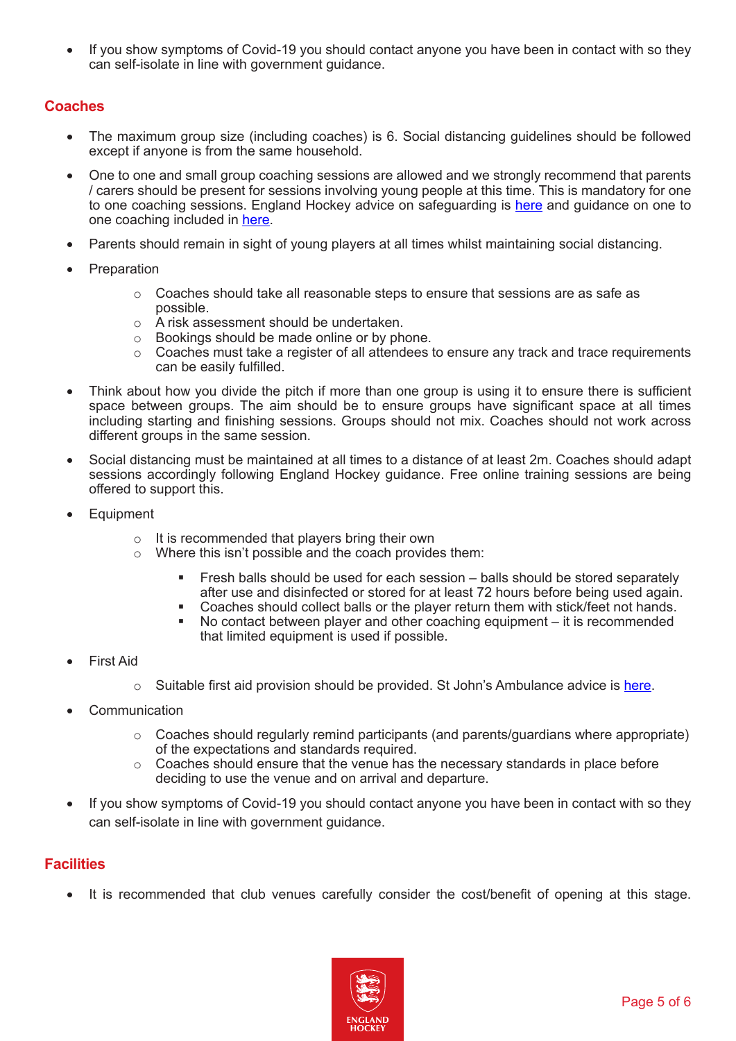- If you show symptoms of Covid-19 you should contact anyone you have been in contact with so they can self-isolate in line with government guidance.

## Coaches

- The maximum group size (including coaches) is 6. Social distancing guidelines should be followed except if anyone is from the same household.
- One to one and small group coaching sessions are allowed and we strongly recommend that parents / carers should be present for sessions involving young people at this time. This is mandatory for one to one coaching sessions. England Hockey advice on safeguarding is here and guidance on one to one coaching included in here.
- Parents should remain in sight of young players at all times whilst maintaining social distancing.
- Preparation
    - Coaches should take all reasonable steps to ensure that sessions are as safe as possible.
    - A risk assessment should be undertaken.
    - Bookings should be made online or by phone.
    - Coaches must take a register of all attendees to ensure any track and trace requirements can be easily fulfilled.
- Think about how you divide the pitch if more than one group is using it to ensure there is sufficient space between groups. The aim should be to ensure groups have significant space at all times including starting and finishing sessions. Groups should not mix. Coaches should not work across different groups in the same session.
- Social distancing must be maintained at all times to a distance of at least 2m. Coaches should adapt sessions accordingly following England Hockey guidance. Free online training sessions are being offered to support this.
- Equipment
    - It is recommended that players bring their own
    - Where this isn't possible and the coach provides them:
        - Fresh balls should be used for each session – balls should be stored separately after use and disinfected or stored for at least 72 hours before being used again.
        - Coaches should collect balls or the player return them with stick/feet not hands.
        - No contact between player and other coaching equipment – it is recommended that limited equipment is used if possible.
- First Aid
    - Suitable first aid provision should be provided. St John's Ambulance advice is here.
- Communication
    - Coaches should regularly remind participants (and parents/guardians where appropriate) of the expectations and standards required.
    - Coaches should ensure that the venue has the necessary standards in place before deciding to use the venue and on arrival and departure.
- If you show symptoms of Covid-19 you should contact anyone you have been in contact with so they can self-isolate in line with government guidance.

## Facilities

- It is recommended that club venues carefully consider the cost/benefit of opening at this stage.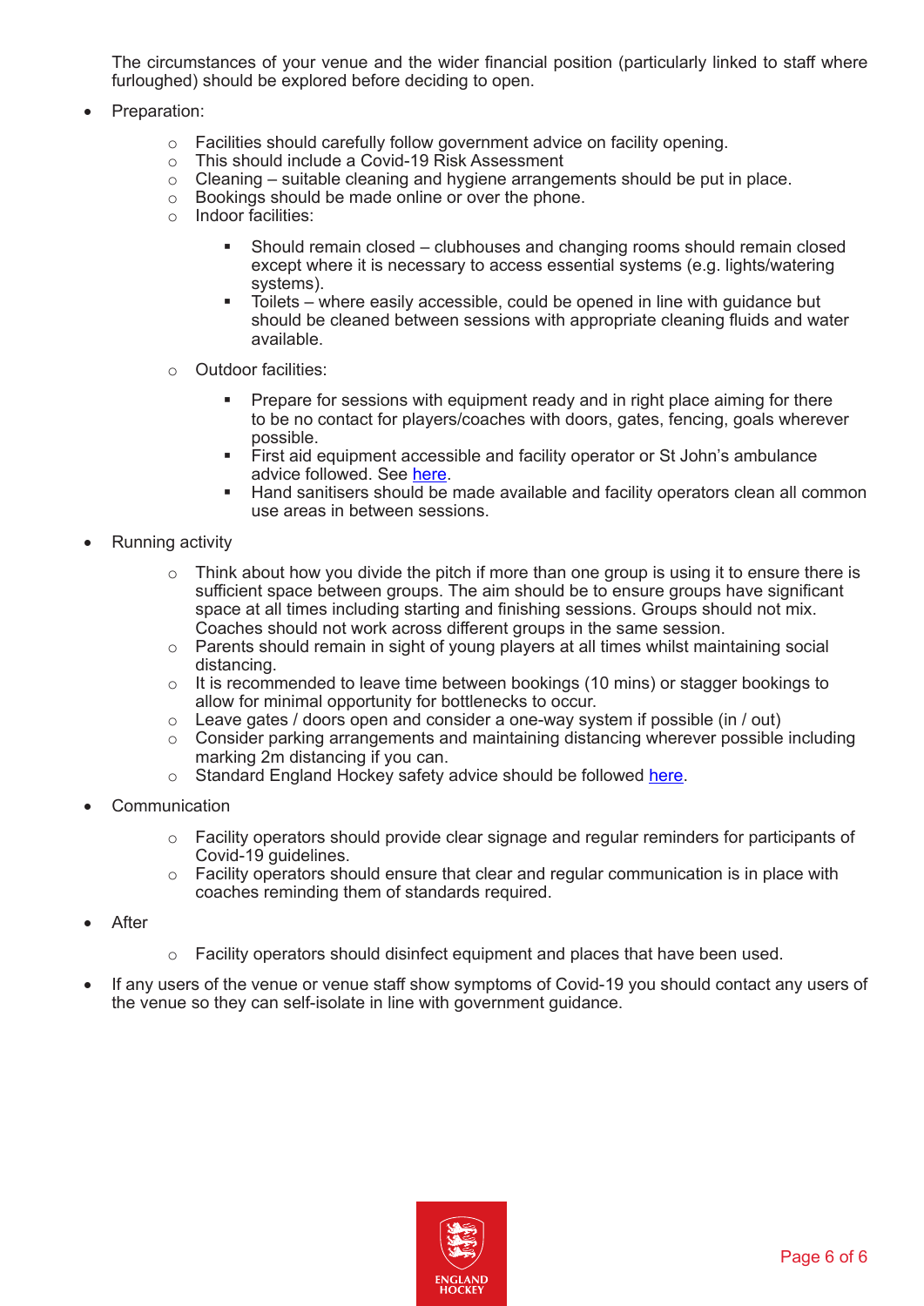The circumstances of your venue and the wider financial position (particularly linked to staff where furloughed) should be explored before deciding to open.

- Preparation:
    - Facilities should carefully follow government advice on facility opening.
    - This should include a Covid-19 Risk Assessment
    - Cleaning – suitable cleaning and hygiene arrangements should be put in place.
    - Bookings should be made online or over the phone.
    - Indoor facilities:
        - Should remain closed – clubhouses and changing rooms should remain closed except where it is necessary to access essential systems (e.g. lights/watering systems).
        - Toilets – where easily accessible, could be opened in line with guidance but should be cleaned between sessions with appropriate cleaning fluids and water available.
    - Outdoor facilities:
        - Prepare for sessions with equipment ready and in right place aiming for there to be no contact for players/coaches with doors, gates, fencing, goals wherever possible.
        - First aid equipment accessible and facility operator or St John's ambulance advice followed. See here.
        - Hand sanitisers should be made available and facility operators clean all common use areas in between sessions.
- Running activity
    - Think about how you divide the pitch if more than one group is using it to ensure there is sufficient space between groups. The aim should be to ensure groups have significant space at all times including starting and finishing sessions. Groups should not mix. Coaches should not work across different groups in the same session.
    - Parents should remain in sight of young players at all times whilst maintaining social distancing.
    - It is recommended to leave time between bookings (10 mins) or stagger bookings to allow for minimal opportunity for bottlenecks to occur.
    - Leave gates / doors open and consider a one-way system if possible (in / out)
    - Consider parking arrangements and maintaining distancing wherever possible including marking 2m distancing if you can.
    - Standard England Hockey safety advice should be followed here.
- Communication
    - Facility operators should provide clear signage and regular reminders for participants of Covid-19 guidelines.
    - Facility operators should ensure that clear and regular communication is in place with coaches reminding them of standards required.
- After
    - Facility operators should disinfect equipment and places that have been used.
- If any users of the venue or venue staff show symptoms of Covid-19 you should contact any users of the venue so they can self-isolate in line with government guidance.